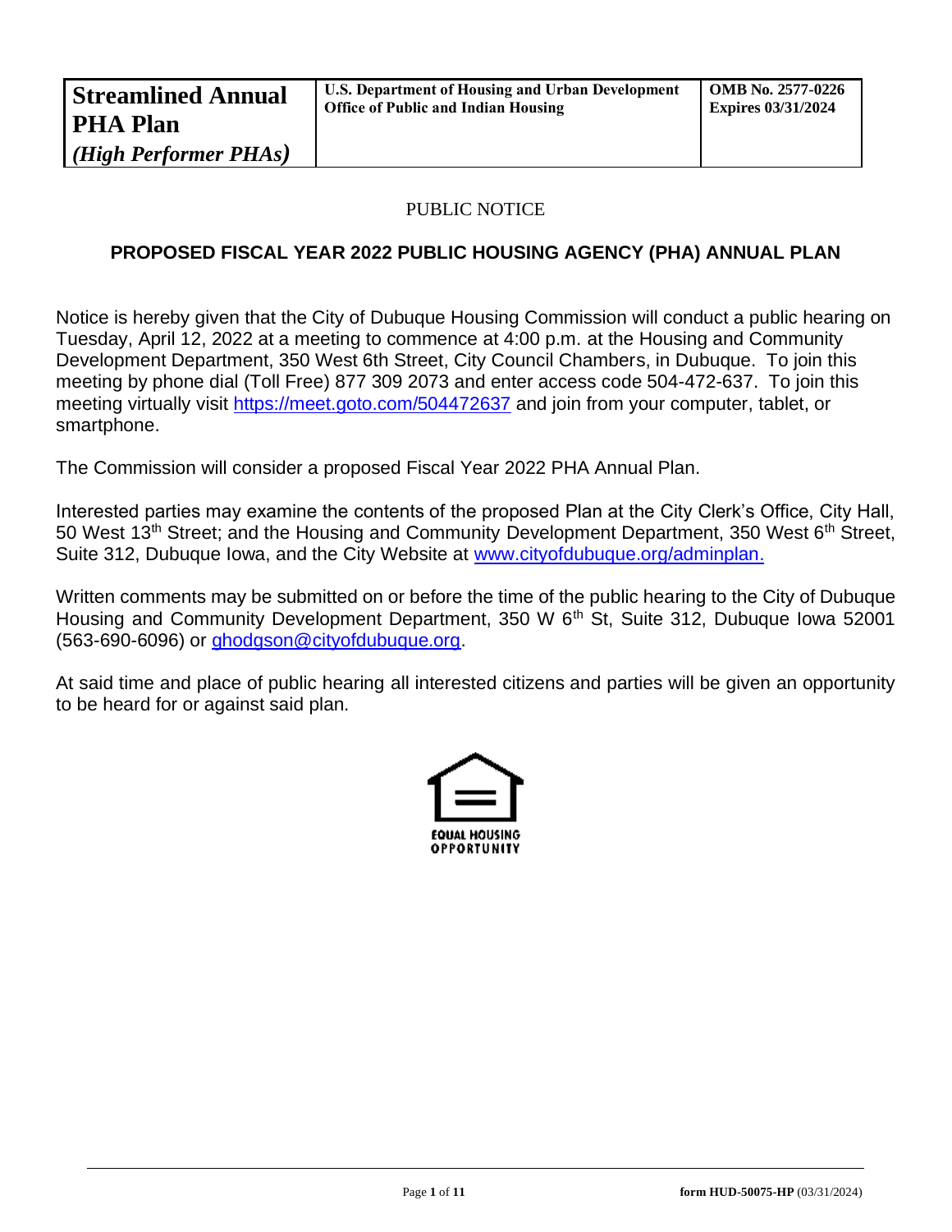| **Streamlined Annual PHA Plan** *(High Performer PHAs)* | **U.S. Department of Housing and Urban Development Office of Public and Indian Housing** | **OMB No. 2577-0226 Expires 03/31/2024** |
|---|---|---|

PUBLIC NOTICE

## PROPOSED FISCAL YEAR 2022 PUBLIC HOUSING AGENCY (PHA) ANNUAL PLAN

Notice is hereby given that the City of Dubuque Housing Commission will conduct a public hearing on Tuesday, April 12, 2022 at a meeting to commence at 4:00 p.m. at the Housing and Community Development Department, 350 West 6th Street, City Council Chambers, in Dubuque. To join this meeting by phone dial (Toll Free) 877 309 2073 and enter access code 504-472-637. To join this meeting virtually visit https://meet.goto.com/504472637 and join from your computer, tablet, or smartphone.

The Commission will consider a proposed Fiscal Year 2022 PHA Annual Plan.

Interested parties may examine the contents of the proposed Plan at the City Clerk's Office, City Hall, 50 West 13th Street; and the Housing and Community Development Department, 350 West 6th Street, Suite 312, Dubuque Iowa, and the City Website at www.cityofdubuque.org/adminplan.

Written comments may be submitted on or before the time of the public hearing to the City of Dubuque Housing and Community Development Department, 350 W 6th St, Suite 312, Dubuque Iowa 52001 (563-690-6096) or ghodgson@cityofdubuque.org.

At said time and place of public hearing all interested citizens and parties will be given an opportunity to be heard for or against said plan.

EQUAL HOUSING OPPORTUNITY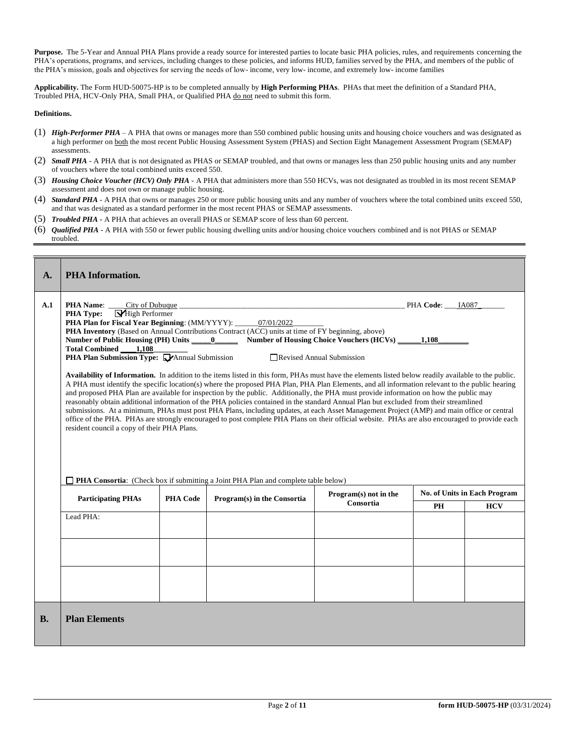**Purpose.** The 5-Year and Annual PHA Plans provide a ready source for interested parties to locate basic PHA policies, rules, and requirements concerning the PHA's operations, programs, and services, including changes to these policies, and informs HUD, families served by the PHA, and members of the public of the PHA's mission, goals and objectives for serving the needs of low- income, very low- income, and extremely low- income families

**Applicability.** The Form HUD-50075-HP is to be completed annually by **High Performing PHAs**. PHAs that meet the definition of a Standard PHA, Troubled PHA, HCV-Only PHA, Small PHA, or Qualified PHA do not need to submit this form.

**Definitions.**

(1) ***High-Performer PHA*** – A PHA that owns or manages more than 550 combined public housing units and housing choice vouchers and was designated as a high performer on both the most recent Public Housing Assessment System (PHAS) and Section Eight Management Assessment Program (SEMAP) assessments.

(2) ***Small PHA*** - A PHA that is not designated as PHAS or SEMAP troubled, and that owns or manages less than 250 public housing units and any number of vouchers where the total combined units exceed 550.

(3) ***Housing Choice Voucher (HCV) Only PHA*** - A PHA that administers more than 550 HCVs, was not designated as troubled in its most recent SEMAP assessment and does not own or manage public housing.

(4) ***Standard PHA*** - A PHA that owns or manages 250 or more public housing units and any number of vouchers where the total combined units exceed 550, and that was designated as a standard performer in the most recent PHAS or SEMAP assessments.

(5) ***Troubled PHA*** - A PHA that achieves an overall PHAS or SEMAP score of less than 60 percent.

(6) ***Qualified PHA*** - A PHA with 550 or fewer public housing dwelling units and/or housing choice vouchers combined and is not PHAS or SEMAP troubled.

---

## A. PHA Information.

**A.1**

**PHA Name**: City of Dubuque **PHA Code**: IA087

**PHA Type:** ☑ High Performer

**PHA Plan for Fiscal Year Beginning**: (MM/YYYY): 07/01/2022

**PHA Inventory** (Based on Annual Contributions Contract (ACC) units at time of FY beginning, above)

**Number of Public Housing (PH) Units** 0 **Number of Housing Choice Vouchers (HCVs)** 1,108

**Total Combined** 1,108

**PHA Plan Submission Type:** ☑ Annual Submission ☐ Revised Annual Submission

**Availability of Information.** In addition to the items listed in this form, PHAs must have the elements listed below readily available to the public. A PHA must identify the specific location(s) where the proposed PHA Plan, PHA Plan Elements, and all information relevant to the public hearing and proposed PHA Plan are available for inspection by the public. Additionally, the PHA must provide information on how the public may reasonably obtain additional information of the PHA policies contained in the standard Annual Plan but excluded from their streamlined submissions. At a minimum, PHAs must post PHA Plans, including updates, at each Asset Management Project (AMP) and main office or central office of the PHA. PHAs are strongly encouraged to post complete PHA Plans on their official website. PHAs are also encouraged to provide each resident council a copy of their PHA Plans.

☐ **PHA Consortia**: (Check box if submitting a Joint PHA Plan and complete table below)

| Participating PHAs | PHA Code | Program(s) in the Consortia | Program(s) not in the Consortia | No. of Units in Each Program | |
|---|---|---|---|---|---|
| | | | | PH | HCV |
| Lead PHA: | | | | | |
| | | | | | |
| | | | | | |

## B. Plan Elements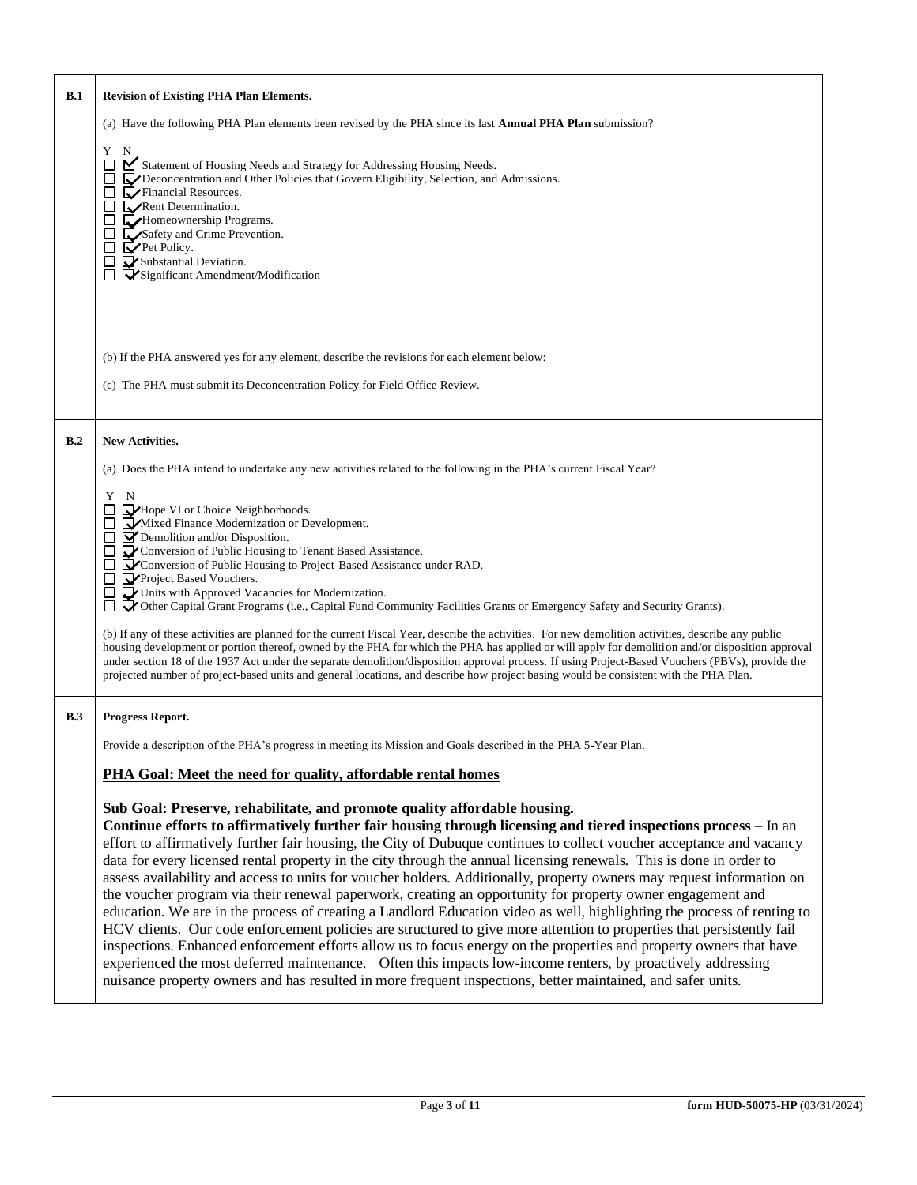## B.1 Revision of Existing PHA Plan Elements.

(a) Have the following PHA Plan elements been revised by the PHA since its last **Annual PHA Plan** submission?

| Y | N | Element |
|---|---|---|
| ☐ | ☑ | Statement of Housing Needs and Strategy for Addressing Housing Needs. |
| ☐ | ☑ | Deconcentration and Other Policies that Govern Eligibility, Selection, and Admissions. |
| ☐ | ☑ | Financial Resources. |
| ☐ | ☑ | Rent Determination. |
| ☐ | ☑ | Homeownership Programs. |
| ☐ | ☑ | Safety and Crime Prevention. |
| ☐ | ☑ | Pet Policy. |
| ☐ | ☑ | Substantial Deviation. |
| ☐ | ☑ | Significant Amendment/Modification |

(b) If the PHA answered yes for any element, describe the revisions for each element below:

(c) The PHA must submit its Deconcentration Policy for Field Office Review.

## B.2 New Activities.

(a) Does the PHA intend to undertake any new activities related to the following in the PHA's current Fiscal Year?

| Y | N | Activity |
|---|---|---|
| ☐ | ☑ | Hope VI or Choice Neighborhoods. |
| ☐ | ☑ | Mixed Finance Modernization or Development. |
| ☐ | ☑ | Demolition and/or Disposition. |
| ☐ | ☑ | Conversion of Public Housing to Tenant Based Assistance. |
| ☐ | ☑ | Conversion of Public Housing to Project-Based Assistance under RAD. |
| ☐ | ☑ | Project Based Vouchers. |
| ☐ | ☑ | Units with Approved Vacancies for Modernization. |
| ☐ | ☑ | Other Capital Grant Programs (i.e., Capital Fund Community Facilities Grants or Emergency Safety and Security Grants). |

(b) If any of these activities are planned for the current Fiscal Year, describe the activities. For new demolition activities, describe any public housing development or portion thereof, owned by the PHA for which the PHA has applied or will apply for demolition and/or disposition approval under section 18 of the 1937 Act under the separate demolition/disposition approval process. If using Project-Based Vouchers (PBVs), provide the projected number of project-based units and general locations, and describe how project basing would be consistent with the PHA Plan.

## B.3 Progress Report.

Provide a description of the PHA's progress in meeting its Mission and Goals described in the PHA 5-Year Plan.

### PHA Goal: Meet the need for quality, affordable rental homes

**Sub Goal: Preserve, rehabilitate, and promote quality affordable housing.**

**Continue efforts to affirmatively further fair housing through licensing and tiered inspections process** – In an effort to affirmatively further fair housing, the City of Dubuque continues to collect voucher acceptance and vacancy data for every licensed rental property in the city through the annual licensing renewals. This is done in order to assess availability and access to units for voucher holders. Additionally, property owners may request information on the voucher program via their renewal paperwork, creating an opportunity for property owner engagement and education. We are in the process of creating a Landlord Education video as well, highlighting the process of renting to HCV clients. Our code enforcement policies are structured to give more attention to properties that persistently fail inspections. Enhanced enforcement efforts allow us to focus energy on the properties and property owners that have experienced the most deferred maintenance. Often this impacts low-income renters, by proactively addressing nuisance property owners and has resulted in more frequent inspections, better maintained, and safer units.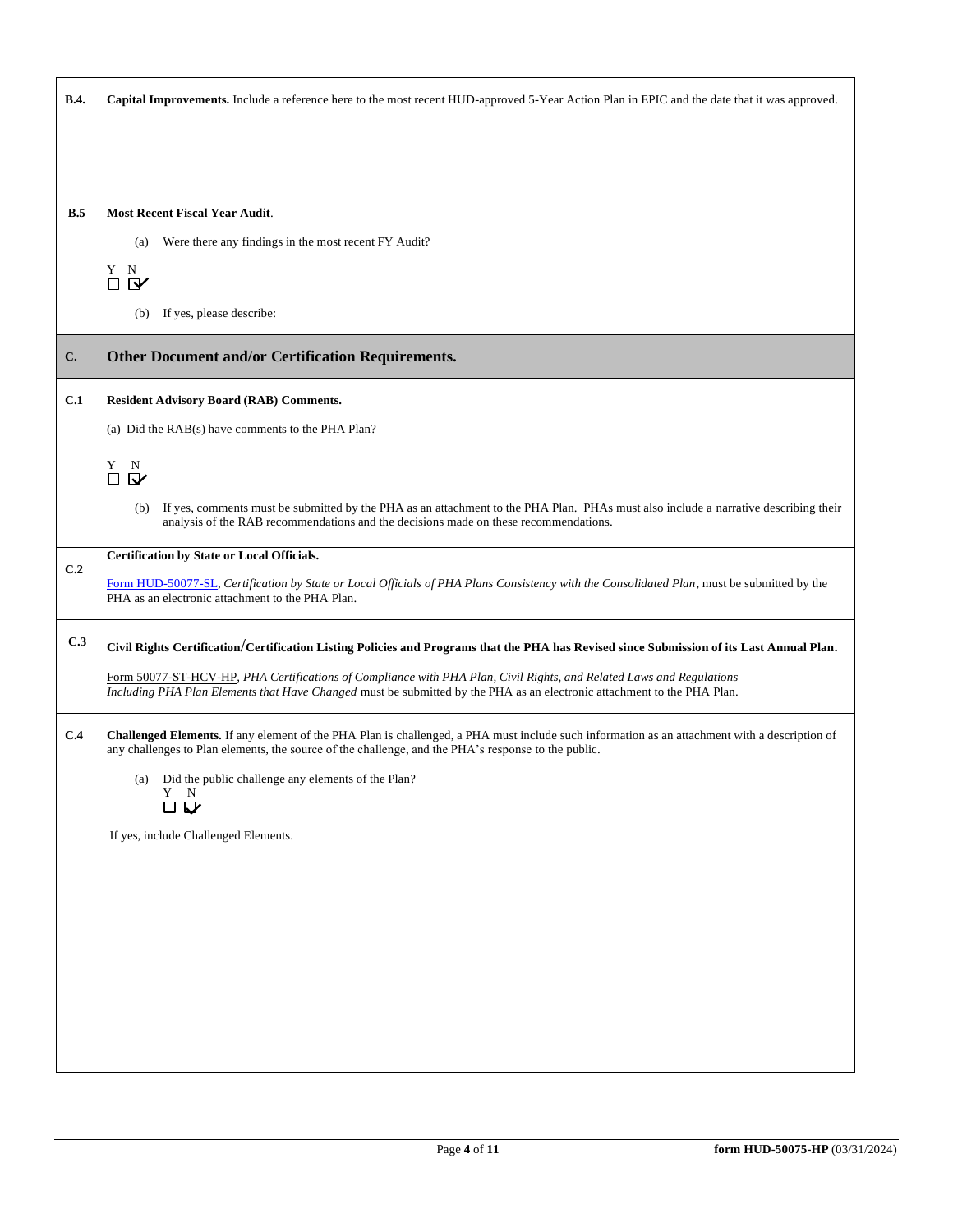| | |
|---|---|
| **B.4.** | **Capital Improvements.** Include a reference here to the most recent HUD-approved 5-Year Action Plan in EPIC and the date that it was approved. |
| **B.5** | **Most Recent Fiscal Year Audit**.<br><br>(a) Were there any findings in the most recent FY Audit?<br><br>Y N<br>☐ ☑<br><br>(b) If yes, please describe: |
| **C.** | **Other Document and/or Certification Requirements.** |
| **C.1** | **Resident Advisory Board (RAB) Comments.**<br><br>(a) Did the RAB(s) have comments to the PHA Plan?<br><br>Y N<br>☐ ☑<br><br>(b) If yes, comments must be submitted by the PHA as an attachment to the PHA Plan. PHAs must also include a narrative describing their analysis of the RAB recommendations and the decisions made on these recommendations. |
| **C.2** | **Certification by State or Local Officials.**<br><br>Form HUD-50077-SL, *Certification by State or Local Officials of PHA Plans Consistency with the Consolidated Plan*, must be submitted by the PHA as an electronic attachment to the PHA Plan. |
| **C.3** | **Civil Rights Certification/Certification Listing Policies and Programs that the PHA has Revised since Submission of its Last Annual Plan.**<br><br>Form 50077-ST-HCV-HP, *PHA Certifications of Compliance with PHA Plan, Civil Rights, and Related Laws and Regulations Including PHA Plan Elements that Have Changed* must be submitted by the PHA as an electronic attachment to the PHA Plan. |
| **C.4** | **Challenged Elements.** If any element of the PHA Plan is challenged, a PHA must include such information as an attachment with a description of any challenges to Plan elements, the source of the challenge, and the PHA's response to the public.<br><br>(a) Did the public challenge any elements of the Plan?<br>Y N<br>☐ ☑<br><br>If yes, include Challenged Elements. |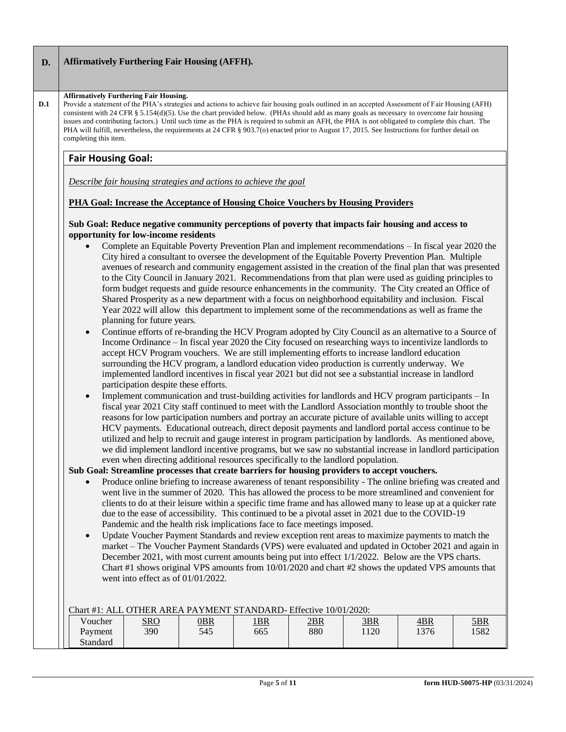## D. Affirmatively Furthering Fair Housing (AFFH).

**D.1 Affirmatively Furthering Fair Housing.**

Provide a statement of the PHA's strategies and actions to achieve fair housing goals outlined in an accepted Assessment of Fair Housing (AFH) consistent with 24 CFR § 5.154(d)(5). Use the chart provided below. (PHAs should add as many goals as necessary to overcome fair housing issues and contributing factors.) Until such time as the PHA is required to submit an AFH, the PHA is not obligated to complete this chart. The PHA will fulfill, nevertheless, the requirements at 24 CFR § 903.7(o) enacted prior to August 17, 2015. See Instructions for further detail on completing this item.

### Fair Housing Goal:

*Describe fair housing strategies and actions to achieve the goal*

**PHA Goal: Increase the Acceptance of Housing Choice Vouchers by Housing Providers**

**Sub Goal: Reduce negative community perceptions of poverty that impacts fair housing and access to opportunity for low-income residents**

- Complete an Equitable Poverty Prevention Plan and implement recommendations – In fiscal year 2020 the City hired a consultant to oversee the development of the Equitable Poverty Prevention Plan. Multiple avenues of research and community engagement assisted in the creation of the final plan that was presented to the City Council in January 2021. Recommendations from that plan were used as guiding principles to form budget requests and guide resource enhancements in the community. The City created an Office of Shared Prosperity as a new department with a focus on neighborhood equitability and inclusion. Fiscal Year 2022 will allow this department to implement some of the recommendations as well as frame the planning for future years.
- Continue efforts of re-branding the HCV Program adopted by City Council as an alternative to a Source of Income Ordinance – In fiscal year 2020 the City focused on researching ways to incentivize landlords to accept HCV Program vouchers. We are still implementing efforts to increase landlord education surrounding the HCV program, a landlord education video production is currently underway. We implemented landlord incentives in fiscal year 2021 but did not see a substantial increase in landlord participation despite these efforts.
- Implement communication and trust-building activities for landlords and HCV program participants – In fiscal year 2021 City staff continued to meet with the Landlord Association monthly to trouble shoot the reasons for low participation numbers and portray an accurate picture of available units willing to accept HCV payments. Educational outreach, direct deposit payments and landlord portal access continue to be utilized and help to recruit and gauge interest in program participation by landlords. As mentioned above, we did implement landlord incentive programs, but we saw no substantial increase in landlord participation even when directing additional resources specifically to the landlord population.

**Sub Goal: Streamline processes that create barriers for housing providers to accept vouchers.**

- Produce online briefing to increase awareness of tenant responsibility - The online briefing was created and went live in the summer of 2020. This has allowed the process to be more streamlined and convenient for clients to do at their leisure within a specific time frame and has allowed many to lease up at a quicker rate due to the ease of accessibility. This continued to be a pivotal asset in 2021 due to the COVID-19 Pandemic and the health risk implications face to face meetings imposed.
- Update Voucher Payment Standards and review exception rent areas to maximize payments to match the market – The Voucher Payment Standards (VPS) were evaluated and updated in October 2021 and again in December 2021, with most current amounts being put into effect 1/1/2022. Below are the VPS charts. Chart #1 shows original VPS amounts from 10/01/2020 and chart #2 shows the updated VPS amounts that went into effect as of 01/01/2022.

Chart #1: ALL OTHER AREA PAYMENT STANDARD- Effective 10/01/2020:

| Voucher Payment Standard | SRO | 0BR | 1BR | 2BR | 3BR | 4BR | 5BR |
|---|---|---|---|---|---|---|---|
| | 390 | 545 | 665 | 880 | 1120 | 1376 | 1582 |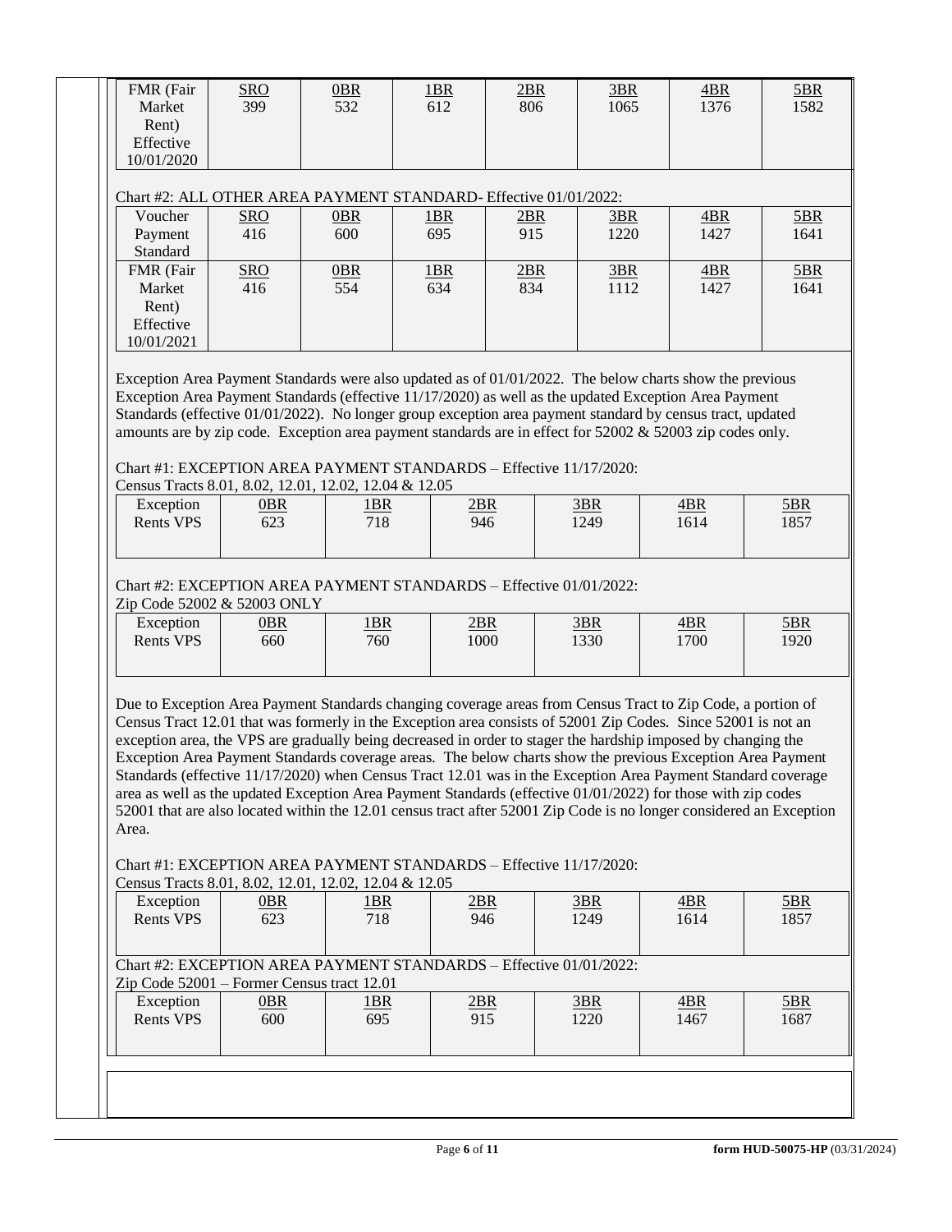| FMR (Fair Market Rent) Effective 10/01/2020 | SRO 399 | 0BR 532 | 1BR 612 | 2BR 806 | 3BR 1065 | 4BR 1376 | 5BR 1582 |
|---|---|---|---|---|---|---|---|

Chart #2: ALL OTHER AREA PAYMENT STANDARD- Effective 01/01/2022:

| Voucher Payment Standard | SRO 416 | 0BR 600 | 1BR 695 | 2BR 915 | 3BR 1220 | 4BR 1427 | 5BR 1641 |
|---|---|---|---|---|---|---|---|
| FMR (Fair Market Rent) Effective 10/01/2021 | SRO 416 | 0BR 554 | 1BR 634 | 2BR 834 | 3BR 1112 | 4BR 1427 | 5BR 1641 |

Exception Area Payment Standards were also updated as of 01/01/2022. The below charts show the previous Exception Area Payment Standards (effective 11/17/2020) as well as the updated Exception Area Payment Standards (effective 01/01/2022). No longer group exception area payment standard by census tract, updated amounts are by zip code. Exception area payment standards are in effect for 52002 & 52003 zip codes only.

Chart #1: EXCEPTION AREA PAYMENT STANDARDS – Effective 11/17/2020:
Census Tracts 8.01, 8.02, 12.01, 12.02, 12.04 & 12.05

| Exception Rents VPS | 0BR 623 | 1BR 718 | 2BR 946 | 3BR 1249 | 4BR 1614 | 5BR 1857 |
|---|---|---|---|---|---|---|

Chart #2: EXCEPTION AREA PAYMENT STANDARDS – Effective 01/01/2022:
Zip Code 52002 & 52003 ONLY

| Exception Rents VPS | 0BR 660 | 1BR 760 | 2BR 1000 | 3BR 1330 | 4BR 1700 | 5BR 1920 |
|---|---|---|---|---|---|---|

Due to Exception Area Payment Standards changing coverage areas from Census Tract to Zip Code, a portion of Census Tract 12.01 that was formerly in the Exception area consists of 52001 Zip Codes. Since 52001 is not an exception area, the VPS are gradually being decreased in order to stager the hardship imposed by changing the Exception Area Payment Standards coverage areas. The below charts show the previous Exception Area Payment Standards (effective 11/17/2020) when Census Tract 12.01 was in the Exception Area Payment Standard coverage area as well as the updated Exception Area Payment Standards (effective 01/01/2022) for those with zip codes 52001 that are also located within the 12.01 census tract after 52001 Zip Code is no longer considered an Exception Area.

Chart #1: EXCEPTION AREA PAYMENT STANDARDS – Effective 11/17/2020:
Census Tracts 8.01, 8.02, 12.01, 12.02, 12.04 & 12.05

| Exception Rents VPS | 0BR 623 | 1BR 718 | 2BR 946 | 3BR 1249 | 4BR 1614 | 5BR 1857 |
|---|---|---|---|---|---|---|

Chart #2: EXCEPTION AREA PAYMENT STANDARDS – Effective 01/01/2022:
Zip Code 52001 – Former Census tract 12.01

| Exception Rents VPS | 0BR 600 | 1BR 695 | 2BR 915 | 3BR 1220 | 4BR 1467 | 5BR 1687 |
|---|---|---|---|---|---|---|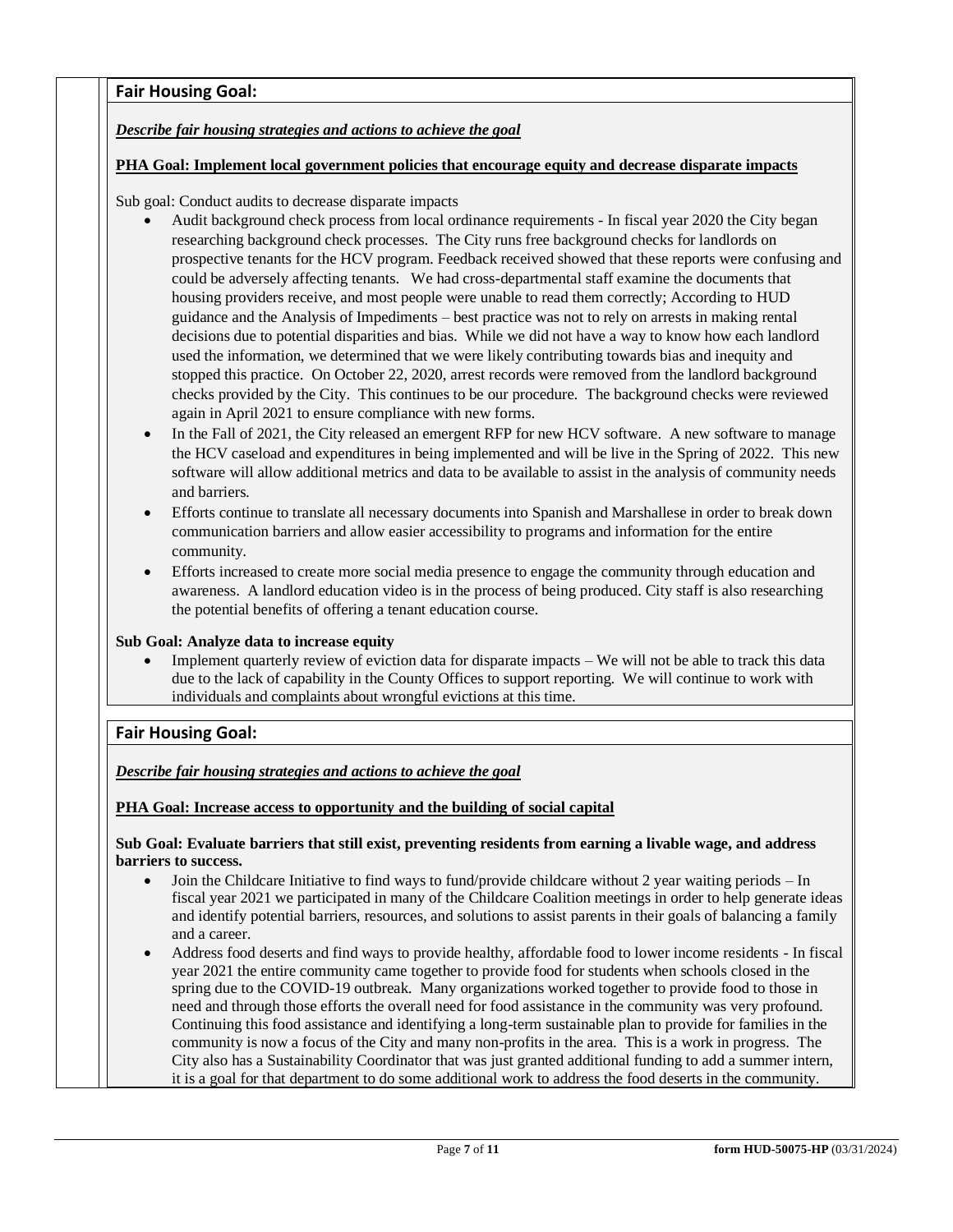**Fair Housing Goal:**

***Describe fair housing strategies and actions to achieve the goal***

**PHA Goal: Implement local government policies that encourage equity and decrease disparate impacts**

Sub goal: Conduct audits to decrease disparate impacts

- Audit background check process from local ordinance requirements - In fiscal year 2020 the City began researching background check processes. The City runs free background checks for landlords on prospective tenants for the HCV program. Feedback received showed that these reports were confusing and could be adversely affecting tenants. We had cross-departmental staff examine the documents that housing providers receive, and most people were unable to read them correctly; According to HUD guidance and the Analysis of Impediments – best practice was not to rely on arrests in making rental decisions due to potential disparities and bias. While we did not have a way to know how each landlord used the information, we determined that we were likely contributing towards bias and inequity and stopped this practice. On October 22, 2020, arrest records were removed from the landlord background checks provided by the City. This continues to be our procedure. The background checks were reviewed again in April 2021 to ensure compliance with new forms.
- In the Fall of 2021, the City released an emergent RFP for new HCV software. A new software to manage the HCV caseload and expenditures in being implemented and will be live in the Spring of 2022. This new software will allow additional metrics and data to be available to assist in the analysis of community needs and barriers.
- Efforts continue to translate all necessary documents into Spanish and Marshallese in order to break down communication barriers and allow easier accessibility to programs and information for the entire community.
- Efforts increased to create more social media presence to engage the community through education and awareness. A landlord education video is in the process of being produced. City staff is also researching the potential benefits of offering a tenant education course.

**Sub Goal: Analyze data to increase equity**

- Implement quarterly review of eviction data for disparate impacts – We will not be able to track this data due to the lack of capability in the County Offices to support reporting. We will continue to work with individuals and complaints about wrongful evictions at this time.

**Fair Housing Goal:**

***Describe fair housing strategies and actions to achieve the goal***

**PHA Goal: Increase access to opportunity and the building of social capital**

**Sub Goal: Evaluate barriers that still exist, preventing residents from earning a livable wage, and address barriers to success.**

- Join the Childcare Initiative to find ways to fund/provide childcare without 2 year waiting periods – In fiscal year 2021 we participated in many of the Childcare Coalition meetings in order to help generate ideas and identify potential barriers, resources, and solutions to assist parents in their goals of balancing a family and a career.
- Address food deserts and find ways to provide healthy, affordable food to lower income residents - In fiscal year 2021 the entire community came together to provide food for students when schools closed in the spring due to the COVID-19 outbreak. Many organizations worked together to provide food to those in need and through those efforts the overall need for food assistance in the community was very profound. Continuing this food assistance and identifying a long-term sustainable plan to provide for families in the community is now a focus of the City and many non-profits in the area. This is a work in progress. The City also has a Sustainability Coordinator that was just granted additional funding to add a summer intern, it is a goal for that department to do some additional work to address the food deserts in the community.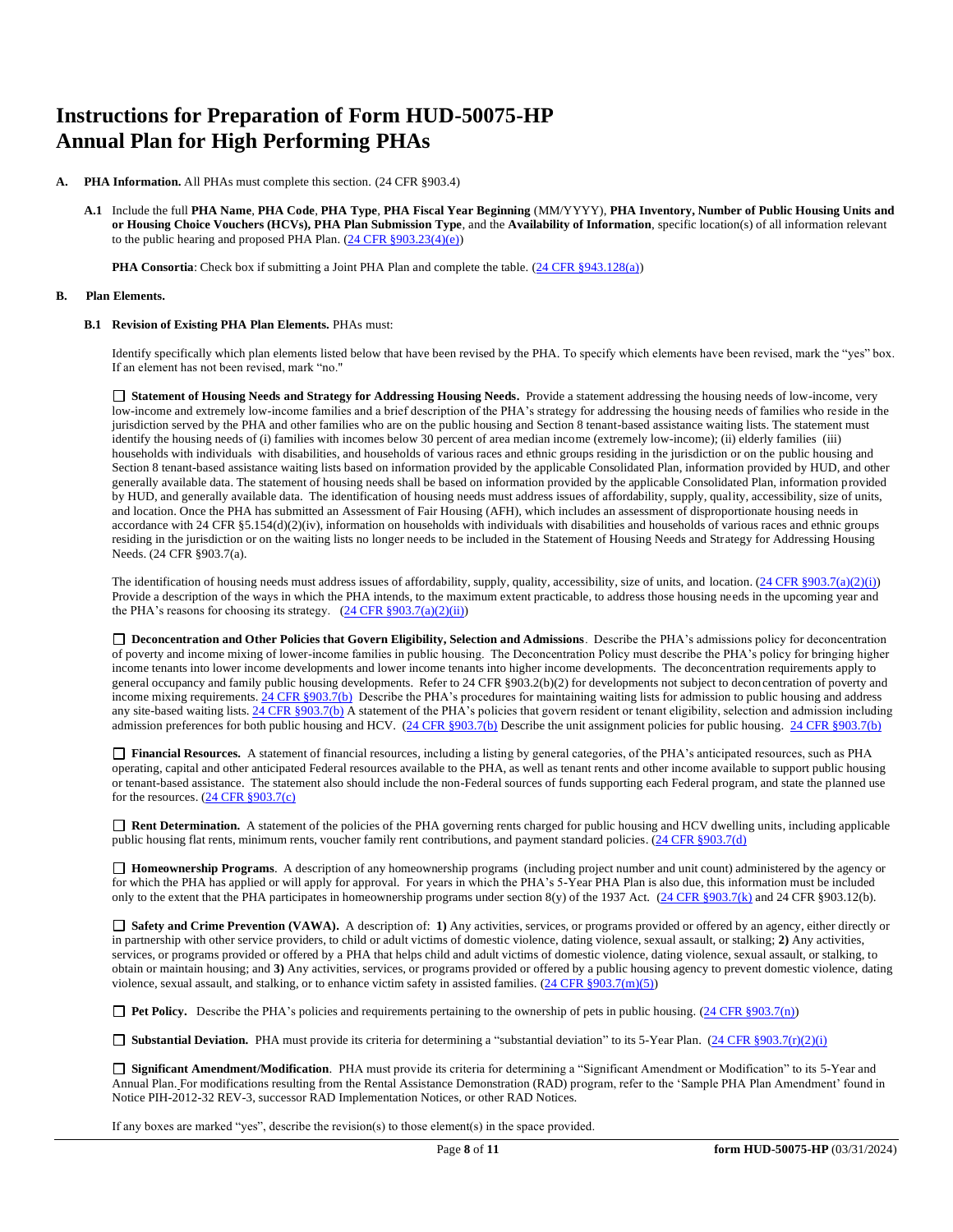# Instructions for Preparation of Form HUD-50075-HP Annual Plan for High Performing PHAs

**A. PHA Information.** All PHAs must complete this section. (24 CFR §903.4)

**A.1** Include the full **PHA Name**, **PHA Code**, **PHA Type**, **PHA Fiscal Year Beginning** (MM/YYYY), **PHA Inventory, Number of Public Housing Units and or Housing Choice Vouchers (HCVs), PHA Plan Submission Type**, and the **Availability of Information**, specific location(s) of all information relevant to the public hearing and proposed PHA Plan. (24 CFR §903.23(4)(e))

**PHA Consortia**: Check box if submitting a Joint PHA Plan and complete the table. (24 CFR §943.128(a))

**B. Plan Elements.**

**B.1 Revision of Existing PHA Plan Elements.** PHAs must:

Identify specifically which plan elements listed below that have been revised by the PHA. To specify which elements have been revised, mark the "yes" box. If an element has not been revised, mark "no."

☐ **Statement of Housing Needs and Strategy for Addressing Housing Needs.** Provide a statement addressing the housing needs of low-income, very low-income and extremely low-income families and a brief description of the PHA's strategy for addressing the housing needs of families who reside in the jurisdiction served by the PHA and other families who are on the public housing and Section 8 tenant-based assistance waiting lists. The statement must identify the housing needs of (i) families with incomes below 30 percent of area median income (extremely low-income); (ii) elderly families (iii) households with individuals with disabilities, and households of various races and ethnic groups residing in the jurisdiction or on the public housing and Section 8 tenant-based assistance waiting lists based on information provided by the applicable Consolidated Plan, information provided by HUD, and other generally available data. The statement of housing needs shall be based on information provided by the applicable Consolidated Plan, information provided by HUD, and generally available data. The identification of housing needs must address issues of affordability, supply, quality, accessibility, size of units, and location. Once the PHA has submitted an Assessment of Fair Housing (AFH), which includes an assessment of disproportionate housing needs in accordance with 24 CFR §5.154(d)(2)(iv), information on households with individuals with disabilities and households of various races and ethnic groups residing in the jurisdiction or on the waiting lists no longer needs to be included in the Statement of Housing Needs and Strategy for Addressing Housing Needs. (24 CFR §903.7(a).

The identification of housing needs must address issues of affordability, supply, quality, accessibility, size of units, and location. (24 CFR §903.7(a)(2)(i)) Provide a description of the ways in which the PHA intends, to the maximum extent practicable, to address those housing needs in the upcoming year and the PHA's reasons for choosing its strategy. (24 CFR §903.7(a)(2)(ii))

☐ **Deconcentration and Other Policies that Govern Eligibility, Selection and Admissions**. Describe the PHA's admissions policy for deconcentration of poverty and income mixing of lower-income families in public housing. The Deconcentration Policy must describe the PHA's policy for bringing higher income tenants into lower income developments and lower income tenants into higher income developments. The deconcentration requirements apply to general occupancy and family public housing developments. Refer to 24 CFR §903.2(b)(2) for developments not subject to deconcentration of poverty and income mixing requirements. 24 CFR §903.7(b) Describe the PHA's procedures for maintaining waiting lists for admission to public housing and address any site-based waiting lists. 24 CFR §903.7(b) A statement of the PHA's policies that govern resident or tenant eligibility, selection and admission including admission preferences for both public housing and HCV. (24 CFR §903.7(b) Describe the unit assignment policies for public housing. 24 CFR §903.7(b)

☐ **Financial Resources.** A statement of financial resources, including a listing by general categories, of the PHA's anticipated resources, such as PHA operating, capital and other anticipated Federal resources available to the PHA, as well as tenant rents and other income available to support public housing or tenant-based assistance. The statement also should include the non-Federal sources of funds supporting each Federal program, and state the planned use for the resources. (24 CFR §903.7(c)

☐ **Rent Determination.** A statement of the policies of the PHA governing rents charged for public housing and HCV dwelling units, including applicable public housing flat rents, minimum rents, voucher family rent contributions, and payment standard policies. (24 CFR §903.7(d)

☐ **Homeownership Programs**. A description of any homeownership programs (including project number and unit count) administered by the agency or for which the PHA has applied or will apply for approval. For years in which the PHA's 5-Year PHA Plan is also due, this information must be included only to the extent that the PHA participates in homeownership programs under section 8(y) of the 1937 Act. (24 CFR §903.7(k) and 24 CFR §903.12(b).

☐ **Safety and Crime Prevention (VAWA).** A description of: **1)** Any activities, services, or programs provided or offered by an agency, either directly or in partnership with other service providers, to child or adult victims of domestic violence, dating violence, sexual assault, or stalking; **2)** Any activities, services, or programs provided or offered by a PHA that helps child and adult victims of domestic violence, dating violence, sexual assault, or stalking, to obtain or maintain housing; and **3)** Any activities, services, or programs provided or offered by a public housing agency to prevent domestic violence, dating violence, sexual assault, and stalking, or to enhance victim safety in assisted families. (24 CFR §903.7(m)(5))

☐ **Pet Policy.** Describe the PHA's policies and requirements pertaining to the ownership of pets in public housing. (24 CFR §903.7(n))

☐ **Substantial Deviation.** PHA must provide its criteria for determining a "substantial deviation" to its 5-Year Plan. (24 CFR §903.7(r)(2)(i)

☐ **Significant Amendment/Modification**. PHA must provide its criteria for determining a "Significant Amendment or Modification" to its 5-Year and Annual Plan. For modifications resulting from the Rental Assistance Demonstration (RAD) program, refer to the 'Sample PHA Plan Amendment' found in Notice PIH-2012-32 REV-3, successor RAD Implementation Notices, or other RAD Notices.

If any boxes are marked "yes", describe the revision(s) to those element(s) in the space provided.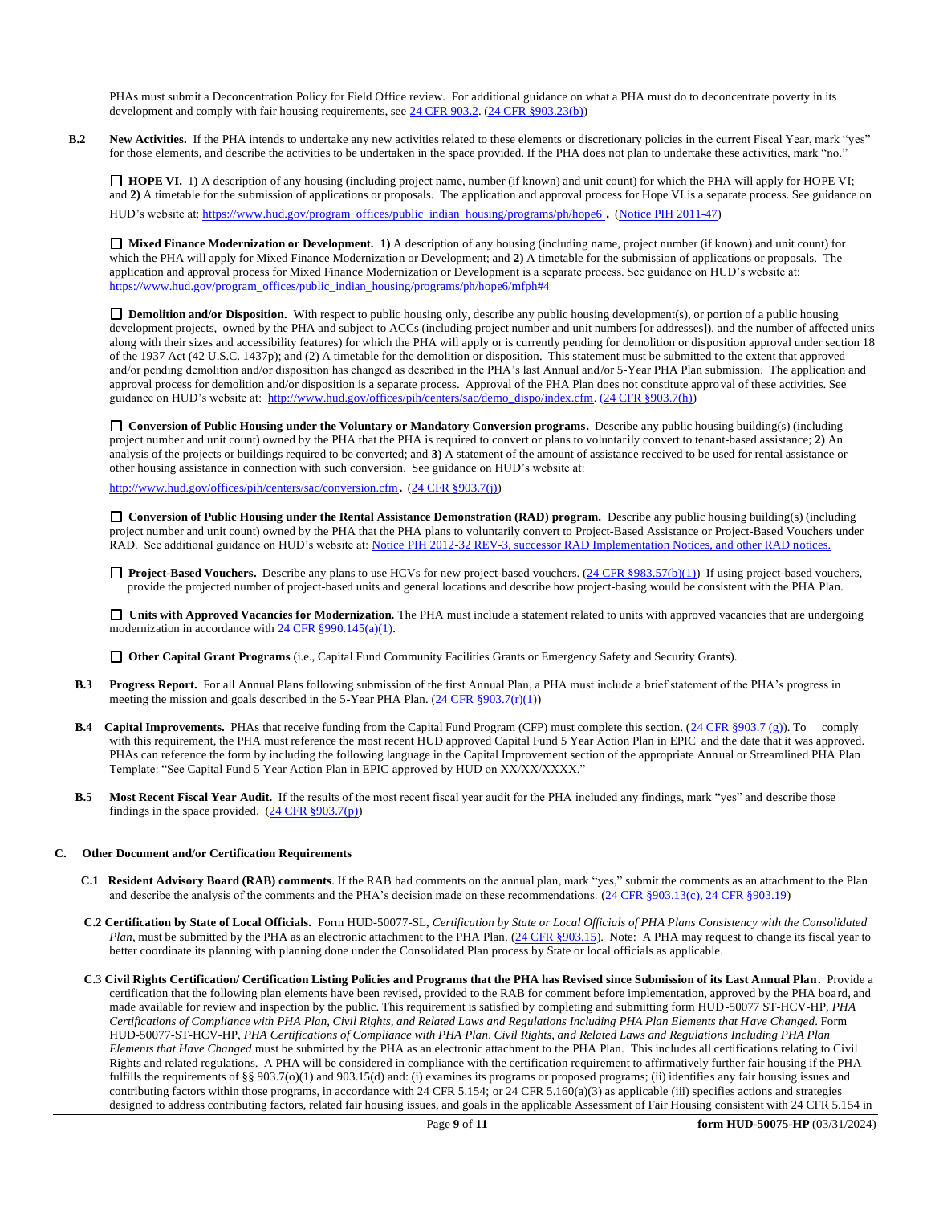PHAs must submit a Deconcentration Policy for Field Office review. For additional guidance on what a PHA must do to deconcentrate poverty in its development and comply with fair housing requirements, see 24 CFR 903.2. (24 CFR §903.23(b))

**B.2** **New Activities.** If the PHA intends to undertake any new activities related to these elements or discretionary policies in the current Fiscal Year, mark "yes" for those elements, and describe the activities to be undertaken in the space provided. If the PHA does not plan to undertake these activities, mark "no."

☐ **HOPE VI.** 1**)** A description of any housing (including project name, number (if known) and unit count) for which the PHA will apply for HOPE VI; and **2)** A timetable for the submission of applications or proposals. The application and approval process for Hope VI is a separate process. See guidance on HUD's website at: https://www.hud.gov/program_offices/public_indian_housing/programs/ph/hope6 **.** (Notice PIH 2011-47)

☐ **Mixed Finance Modernization or Development. 1)** A description of any housing (including name, project number (if known) and unit count) for which the PHA will apply for Mixed Finance Modernization or Development; and **2)** A timetable for the submission of applications or proposals. The application and approval process for Mixed Finance Modernization or Development is a separate process. See guidance on HUD's website at: https://www.hud.gov/program_offices/public_indian_housing/programs/ph/hope6/mfph#4

☐ **Demolition and/or Disposition.** With respect to public housing only, describe any public housing development(s), or portion of a public housing development projects, owned by the PHA and subject to ACCs (including project number and unit numbers [or addresses]), and the number of affected units along with their sizes and accessibility features) for which the PHA will apply or is currently pending for demolition or disposition approval under section 18 of the 1937 Act (42 U.S.C. 1437p); and (2) A timetable for the demolition or disposition. This statement must be submitted to the extent that approved and/or pending demolition and/or disposition has changed as described in the PHA's last Annual and/or 5-Year PHA Plan submission. The application and approval process for demolition and/or disposition is a separate process. Approval of the PHA Plan does not constitute approval of these activities. See guidance on HUD's website at: http://www.hud.gov/offices/pih/centers/sac/demo_dispo/index.cfm. (24 CFR §903.7(h))

☐ **Conversion of Public Housing under the Voluntary or Mandatory Conversion programs.** Describe any public housing building(s) (including project number and unit count) owned by the PHA that the PHA is required to convert or plans to voluntarily convert to tenant-based assistance; **2)** An analysis of the projects or buildings required to be converted; and **3)** A statement of the amount of assistance received to be used for rental assistance or other housing assistance in connection with such conversion. See guidance on HUD's website at:

http://www.hud.gov/offices/pih/centers/sac/conversion.cfm**.** (24 CFR §903.7(j))

☐ **Conversion of Public Housing under the Rental Assistance Demonstration (RAD) program.** Describe any public housing building(s) (including project number and unit count) owned by the PHA that the PHA plans to voluntarily convert to Project-Based Assistance or Project-Based Vouchers under RAD. See additional guidance on HUD's website at: Notice PIH 2012-32 REV-3, successor RAD Implementation Notices, and other RAD notices.

☐ **Project-Based Vouchers.** Describe any plans to use HCVs for new project-based vouchers. (24 CFR §983.57(b)(1)) If using project-based vouchers, provide the projected number of project-based units and general locations and describe how project-basing would be consistent with the PHA Plan.

☐ **Units with Approved Vacancies for Modernization.** The PHA must include a statement related to units with approved vacancies that are undergoing modernization in accordance with 24 CFR §990.145(a)(1).

☐ **Other Capital Grant Programs** (i.e., Capital Fund Community Facilities Grants or Emergency Safety and Security Grants).

**B.3** **Progress Report.** For all Annual Plans following submission of the first Annual Plan, a PHA must include a brief statement of the PHA's progress in meeting the mission and goals described in the 5-Year PHA Plan. (24 CFR §903.7(r)(1))

**B.4** **Capital Improvements.** PHAs that receive funding from the Capital Fund Program (CFP) must complete this section. (24 CFR §903.7 (g)). To comply with this requirement, the PHA must reference the most recent HUD approved Capital Fund 5 Year Action Plan in EPIC and the date that it was approved. PHAs can reference the form by including the following language in the Capital Improvement section of the appropriate Annual or Streamlined PHA Plan Template: "See Capital Fund 5 Year Action Plan in EPIC approved by HUD on XX/XX/XXXX."

**B.5** **Most Recent Fiscal Year Audit.** If the results of the most recent fiscal year audit for the PHA included any findings, mark "yes" and describe those findings in the space provided. (24 CFR §903.7(p))

## C. Other Document and/or Certification Requirements

**C.1 Resident Advisory Board (RAB) comments**. If the RAB had comments on the annual plan, mark "yes," submit the comments as an attachment to the Plan and describe the analysis of the comments and the PHA's decision made on these recommendations. (24 CFR §903.13(c), 24 CFR §903.19)

**C.2 Certification by State of Local Officials.** Form HUD-50077-SL, *Certification by State or Local Officials of PHA Plans Consistency with the Consolidated Plan*, must be submitted by the PHA as an electronic attachment to the PHA Plan. (24 CFR §903.15). Note: A PHA may request to change its fiscal year to better coordinate its planning with planning done under the Consolidated Plan process by State or local officials as applicable.

**C.3 Civil Rights Certification/ Certification Listing Policies and Programs that the PHA has Revised since Submission of its Last Annual Plan.** Provide a certification that the following plan elements have been revised, provided to the RAB for comment before implementation, approved by the PHA board, and made available for review and inspection by the public. This requirement is satisfied by completing and submitting form HUD-50077 ST-HCV-HP, *PHA Certifications of Compliance with PHA Plan, Civil Rights, and Related Laws and Regulations Including PHA Plan Elements that Have Changed*. Form HUD-50077-ST-HCV-HP, *PHA Certifications of Compliance with PHA Plan, Civil Rights, and Related Laws and Regulations Including PHA Plan Elements that Have Changed* must be submitted by the PHA as an electronic attachment to the PHA Plan. This includes all certifications relating to Civil Rights and related regulations. A PHA will be considered in compliance with the certification requirement to affirmatively further fair housing if the PHA fulfills the requirements of §§ 903.7(o)(1) and 903.15(d) and: (i) examines its programs or proposed programs; (ii) identifies any fair housing issues and contributing factors within those programs, in accordance with 24 CFR 5.154; or 24 CFR 5.160(a)(3) as applicable (iii) specifies actions and strategies designed to address contributing factors, related fair housing issues, and goals in the applicable Assessment of Fair Housing consistent with 24 CFR 5.154 in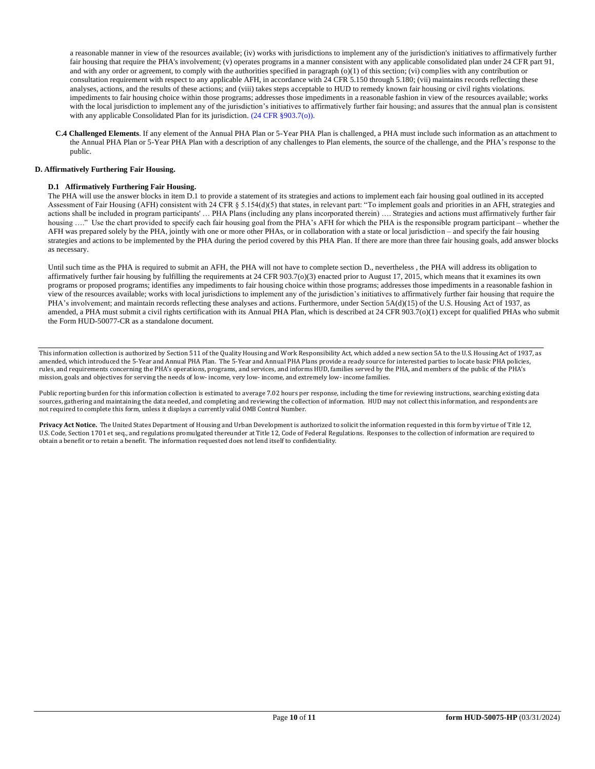a reasonable manner in view of the resources available; (iv) works with jurisdictions to implement any of the jurisdiction's initiatives to affirmatively further fair housing that require the PHA's involvement; (v) operates programs in a manner consistent with any applicable consolidated plan under 24 CFR part 91, and with any order or agreement, to comply with the authorities specified in paragraph (o)(1) of this section; (vi) complies with any contribution or consultation requirement with respect to any applicable AFH, in accordance with 24 CFR 5.150 through 5.180; (vii) maintains records reflecting these analyses, actions, and the results of these actions; and (viii) takes steps acceptable to HUD to remedy known fair housing or civil rights violations. impediments to fair housing choice within those programs; addresses those impediments in a reasonable fashion in view of the resources available; works with the local jurisdiction to implement any of the jurisdiction's initiatives to affirmatively further fair housing; and assures that the annual plan is consistent with any applicable Consolidated Plan for its jurisdiction. (24 CFR §903.7(o)).

**C.4 Challenged Elements**. If any element of the Annual PHA Plan or 5-Year PHA Plan is challenged, a PHA must include such information as an attachment to the Annual PHA Plan or 5-Year PHA Plan with a description of any challenges to Plan elements, the source of the challenge, and the PHA's response to the public.

**D. Affirmatively Furthering Fair Housing.**

**D.1 Affirmatively Furthering Fair Housing.**
The PHA will use the answer blocks in item D.1 to provide a statement of its strategies and actions to implement each fair housing goal outlined in its accepted Assessment of Fair Housing (AFH) consistent with 24 CFR § 5.154(d)(5) that states, in relevant part: "To implement goals and priorities in an AFH, strategies and actions shall be included in program participants' … PHA Plans (including any plans incorporated therein) …. Strategies and actions must affirmatively further fair housing …." Use the chart provided to specify each fair housing goal from the PHA's AFH for which the PHA is the responsible program participant – whether the AFH was prepared solely by the PHA, jointly with one or more other PHAs, or in collaboration with a state or local jurisdiction – and specify the fair housing strategies and actions to be implemented by the PHA during the period covered by this PHA Plan. If there are more than three fair housing goals, add answer blocks as necessary.

Until such time as the PHA is required to submit an AFH, the PHA will not have to complete section D., nevertheless , the PHA will address its obligation to affirmatively further fair housing by fulfilling the requirements at 24 CFR 903.7(o)(3) enacted prior to August 17, 2015, which means that it examines its own programs or proposed programs; identifies any impediments to fair housing choice within those programs; addresses those impediments in a reasonable fashion in view of the resources available; works with local jurisdictions to implement any of the jurisdiction's initiatives to affirmatively further fair housing that require the PHA's involvement; and maintain records reflecting these analyses and actions. Furthermore, under Section 5A(d)(15) of the U.S. Housing Act of 1937, as amended, a PHA must submit a civil rights certification with its Annual PHA Plan, which is described at 24 CFR 903.7(o)(1) except for qualified PHAs who submit the Form HUD-50077-CR as a standalone document.

---

This information collection is authorized by Section 511 of the Quality Housing and Work Responsibility Act, which added a new section 5A to the U.S. Housing Act of 1937, as amended, which introduced the 5-Year and Annual PHA Plan. The 5-Year and Annual PHA Plans provide a ready source for interested parties to locate basic PHA policies, rules, and requirements concerning the PHA's operations, programs, and services, and informs HUD, families served by the PHA, and members of the public of the PHA's mission, goals and objectives for serving the needs of low- income, very low- income, and extremely low- income families.

Public reporting burden for this information collection is estimated to average 7.02 hours per response, including the time for reviewing instructions, searching existing data sources, gathering and maintaining the data needed, and completing and reviewing the collection of information. HUD may not collect this information, and respondents are not required to complete this form, unless it displays a currently valid OMB Control Number.

**Privacy Act Notice.** The United States Department of Housing and Urban Development is authorized to solicit the information requested in this form by virtue of Title 12, U.S. Code, Section 1701 et seq., and regulations promulgated thereunder at Title 12, Code of Federal Regulations. Responses to the collection of information are required to obtain a benefit or to retain a benefit. The information requested does not lend itself to confidentiality.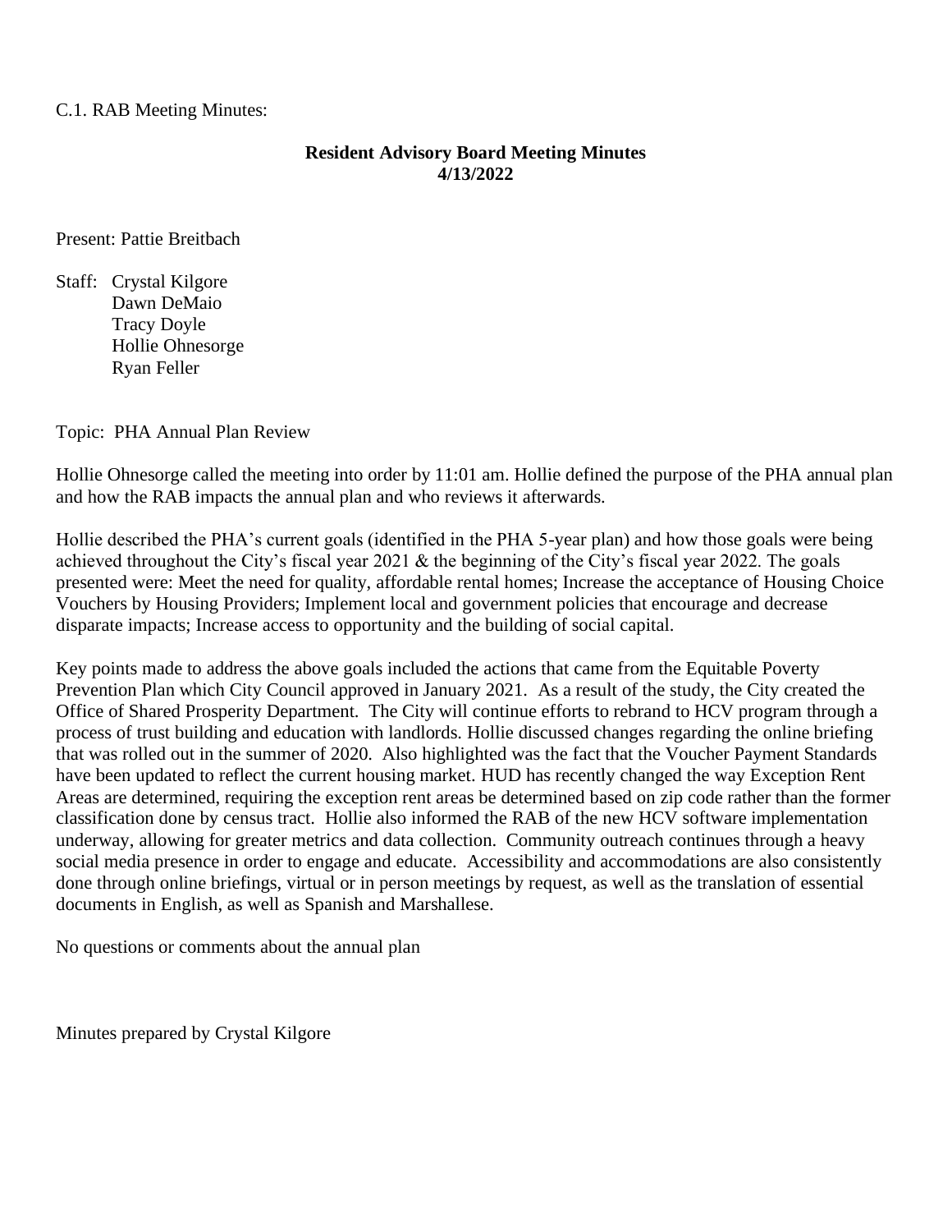C.1. RAB Meeting Minutes:

**Resident Advisory Board Meeting Minutes**
**4/13/2022**

Present: Pattie Breitbach

Staff: Crystal Kilgore
Dawn DeMaio
Tracy Doyle
Hollie Ohnesorge
Ryan Feller

Topic: PHA Annual Plan Review

Hollie Ohnesorge called the meeting into order by 11:01 am. Hollie defined the purpose of the PHA annual plan and how the RAB impacts the annual plan and who reviews it afterwards.

Hollie described the PHA's current goals (identified in the PHA 5-year plan) and how those goals were being achieved throughout the City's fiscal year 2021 & the beginning of the City's fiscal year 2022. The goals presented were: Meet the need for quality, affordable rental homes; Increase the acceptance of Housing Choice Vouchers by Housing Providers; Implement local and government policies that encourage and decrease disparate impacts; Increase access to opportunity and the building of social capital.

Key points made to address the above goals included the actions that came from the Equitable Poverty Prevention Plan which City Council approved in January 2021. As a result of the study, the City created the Office of Shared Prosperity Department. The City will continue efforts to rebrand to HCV program through a process of trust building and education with landlords. Hollie discussed changes regarding the online briefing that was rolled out in the summer of 2020. Also highlighted was the fact that the Voucher Payment Standards have been updated to reflect the current housing market. HUD has recently changed the way Exception Rent Areas are determined, requiring the exception rent areas be determined based on zip code rather than the former classification done by census tract. Hollie also informed the RAB of the new HCV software implementation underway, allowing for greater metrics and data collection. Community outreach continues through a heavy social media presence in order to engage and educate. Accessibility and accommodations are also consistently done through online briefings, virtual or in person meetings by request, as well as the translation of essential documents in English, as well as Spanish and Marshallese.

No questions or comments about the annual plan

Minutes prepared by Crystal Kilgore